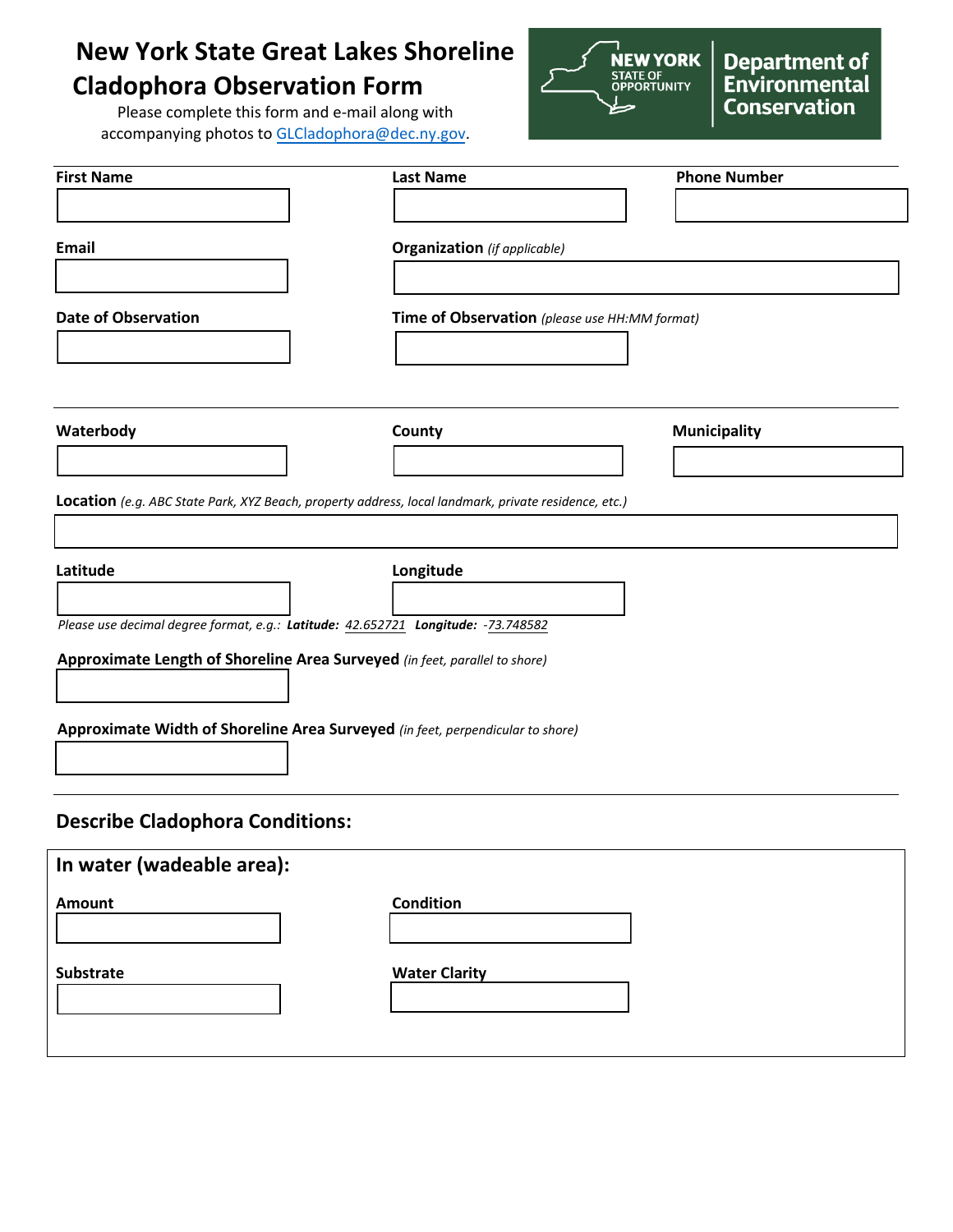# New York State Great Lakes Shoreline Cladophora Observation Form

Please complete this form and e-mail along with accompanying photos to GLCladophora@dec.ny.gov.

NEW YORK STATE OF OPPORTUNITY | Department of Environmental Conservation

---

**First Name**

**Last Name**

**Phone Number**

**Email**

**Organization** *(if applicable)*

**Date of Observation**

**Time of Observation** *(please use HH:MM format)*

---

**Waterbody**

**County**

**Municipality**

**Location** *(e.g. ABC State Park, XYZ Beach, property address, local landmark, private residence, etc.)*

**Latitude**

**Longitude**

*Please use decimal degree format, e.g.:* ***Latitude:*** *42.652721* ***Longitude:*** *-73.748582*

**Approximate Length of Shoreline Area Surveyed** *(in feet, parallel to shore)*

**Approximate Width of Shoreline Area Surveyed** *(in feet, perpendicular to shore)*

---

## Describe Cladophora Conditions:

### In water (wadeable area):

**Amount**

**Condition**

**Substrate**

**Water Clarity**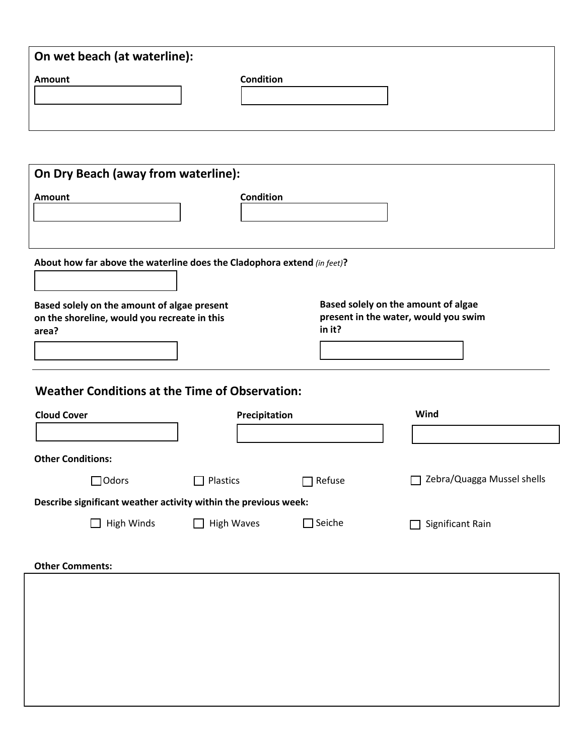## On wet beach (at waterline):

**Amount**

**Condition**

## On Dry Beach (away from waterline):

**Amount**

**Condition**

**About how far above the waterline does the Cladophora extend** *(in feet)***?**

**Based solely on the amount of algae present on the shoreline, would you recreate in this area?**

**Based solely on the amount of algae present in the water, would you swim in it?**

---

## Weather Conditions at the Time of Observation:

**Cloud Cover**

**Precipitation**

**Wind**

**Other Conditions:**

- ☐ Odors
- ☐ Plastics
- ☐ Refuse
- ☐ Zebra/Quagga Mussel shells

**Describe significant weather activity within the previous week:**

- ☐ High Winds
- ☐ High Waves
- ☐ Seiche
- ☐ Significant Rain

**Other Comments:**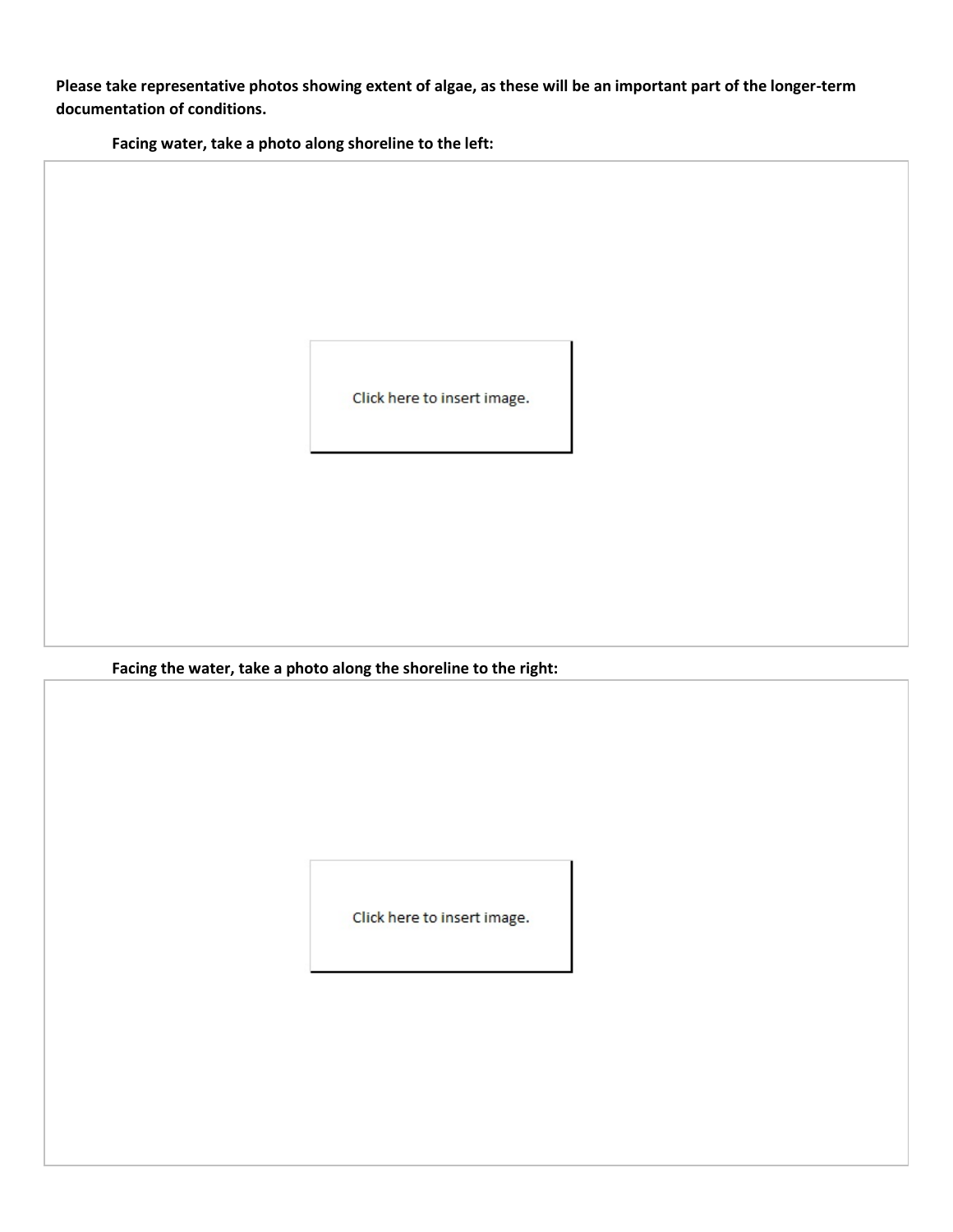**Please take representative photos showing extent of algae, as these will be an important part of the longer-term documentation of conditions.**

**Facing water, take a photo along shoreline to the left:**

Click here to insert image.

**Facing the water, take a photo along the shoreline to the right:**

Click here to insert image.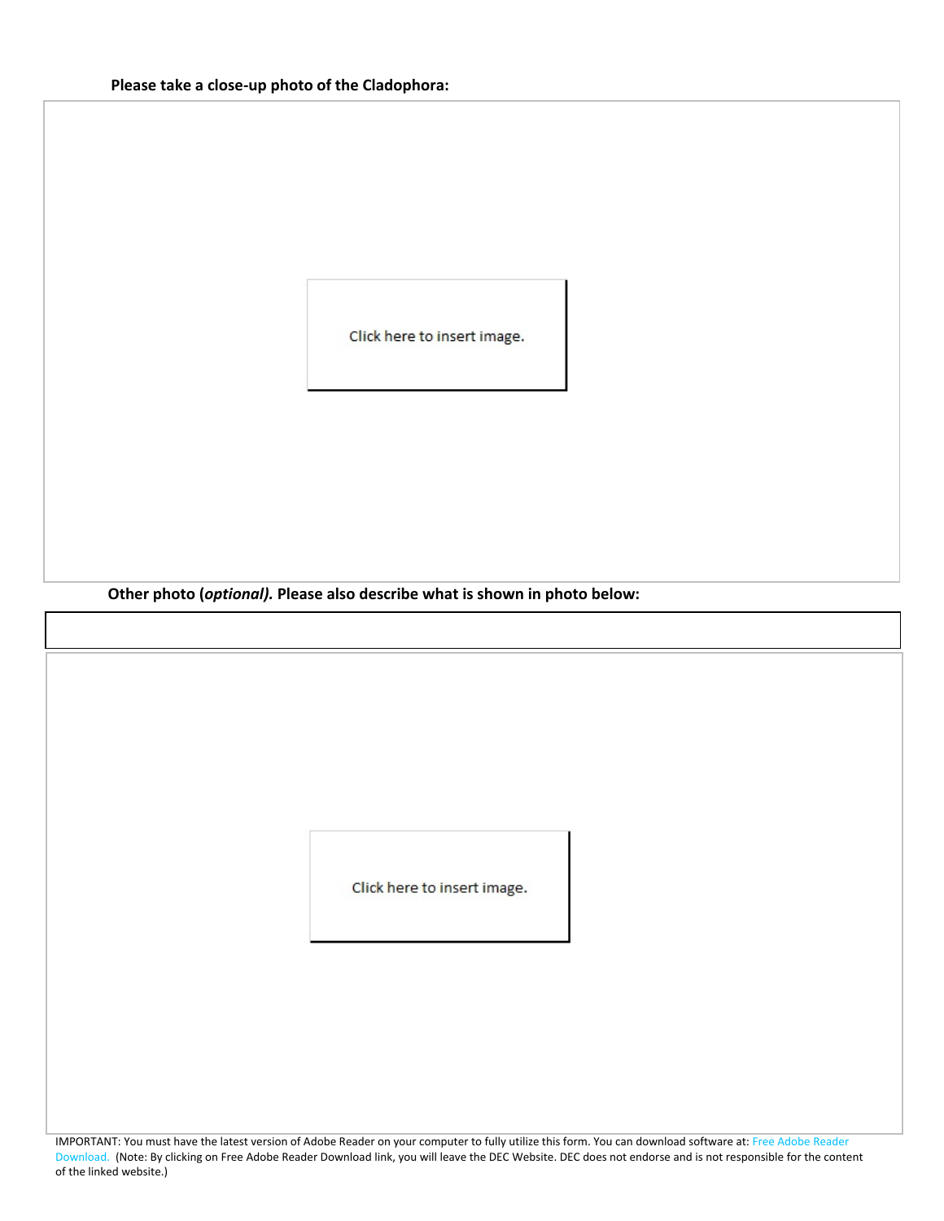**Please take a close-up photo of the Cladophora:**

Click here to insert image.

**Other photo (*optional).* Please also describe what is shown in photo below:**

Click here to insert image.

IMPORTANT: You must have the latest version of Adobe Reader on your computer to fully utilize this form. You can download software at: Free Adobe Reader Download. (Note: By clicking on Free Adobe Reader Download link, you will leave the DEC Website. DEC does not endorse and is not responsible for the content of the linked website.)